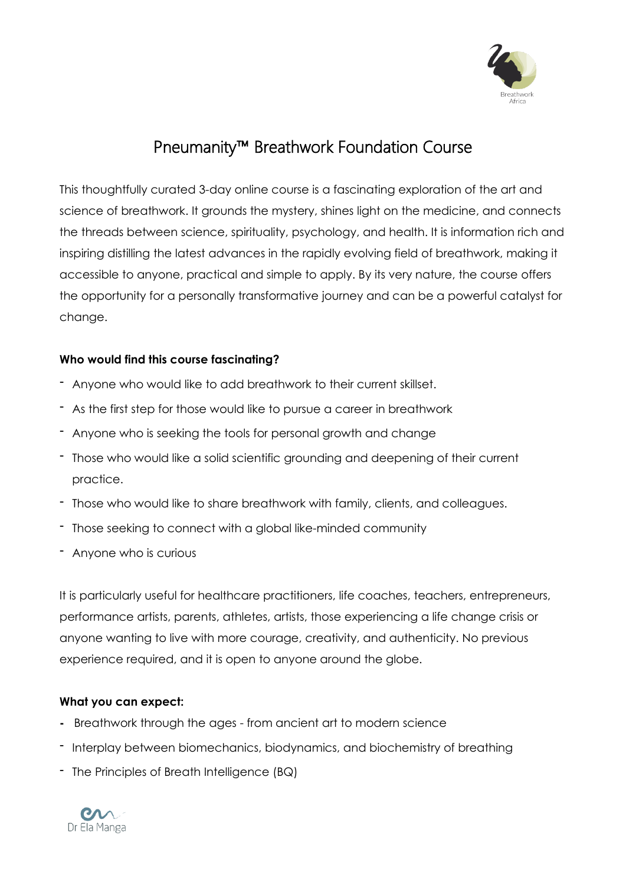# Pneumanity™ Breathwork Foundation Course

This thoughtfully curated 3-day online course is a fascinating exploration of the art and science of breathwork. It grounds the mystery, shines light on the medicine, and connects the threads between science, spirituality, psychology, and health. It is information rich and inspiring distilling the latest advances in the rapidly evolving field of breathwork, making it accessible to anyone, practical and simple to apply. By its very nature, the course offers the opportunity for a personally transformative journey and can be a powerful catalyst for change.

**Who would find this course fascinating?**

- Anyone who would like to add breathwork to their current skillset.
- As the first step for those would like to pursue a career in breathwork
- Anyone who is seeking the tools for personal growth and change
- Those who would like a solid scientific grounding and deepening of their current practice.
- Those who would like to share breathwork with family, clients, and colleagues.
- Those seeking to connect with a global like-minded community
- Anyone who is curious

It is particularly useful for healthcare practitioners, life coaches, teachers, entrepreneurs, performance artists, parents, athletes, artists, those experiencing a life change crisis or anyone wanting to live with more courage, creativity, and authenticity. No previous experience required, and it is open to anyone around the globe.

**What you can expect:**

- Breathwork through the ages - from ancient art to modern science
- Interplay between biomechanics, biodynamics, and biochemistry of breathing
- The Principles of Breath Intelligence (BQ)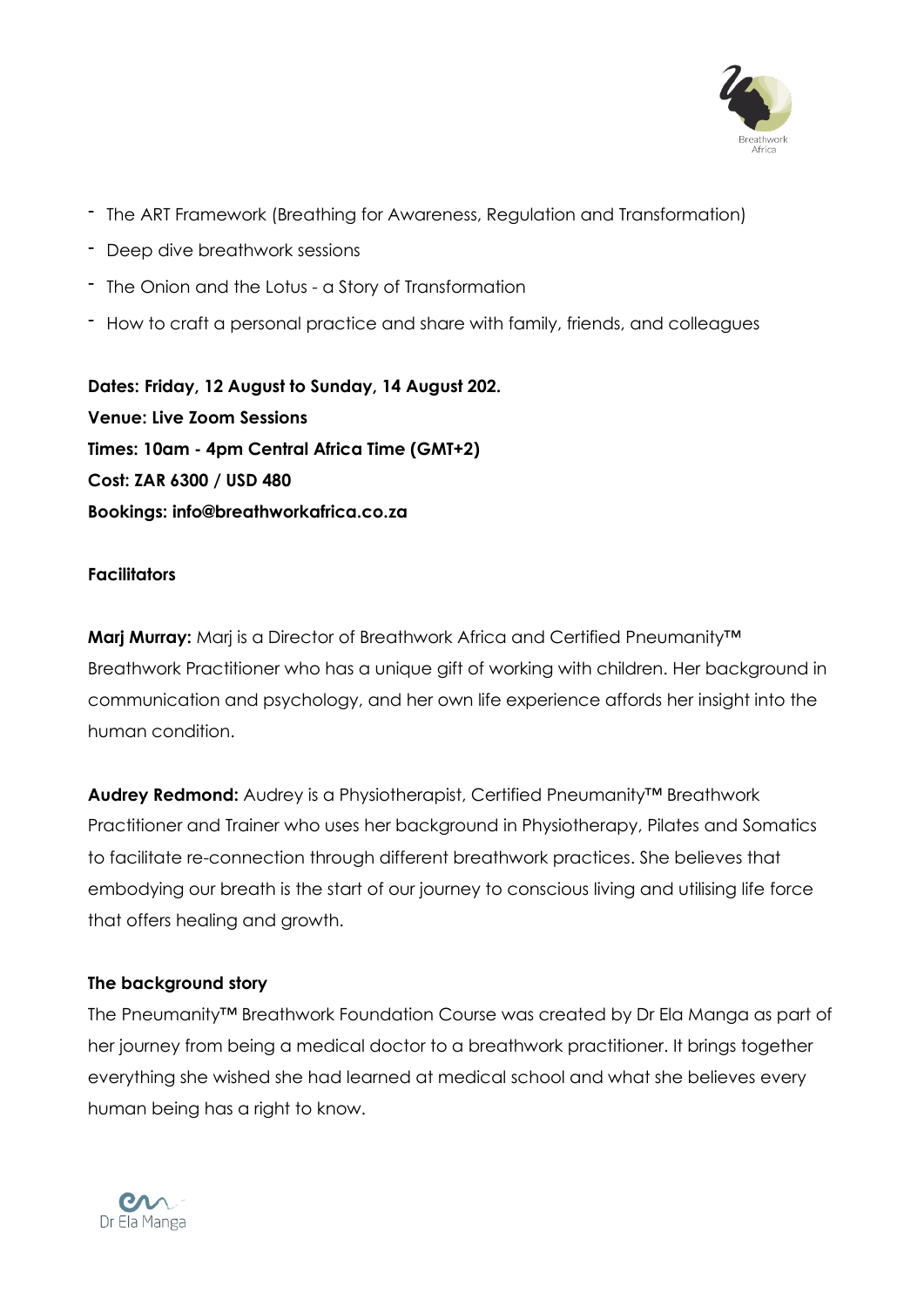- The ART Framework (Breathing for Awareness, Regulation and Transformation)
- Deep dive breathwork sessions
- The Onion and the Lotus - a Story of Transformation
- How to craft a personal practice and share with family, friends, and colleagues

**Dates: Friday, 12 August to Sunday, 14 August 202.**
**Venue: Live Zoom Sessions**
**Times: 10am - 4pm Central Africa Time (GMT+2)**
**Cost: ZAR 6300 / USD 480**
**Bookings: info@breathworkafrica.co.za**

**Facilitators**

**Marj Murray:** Marj is a Director of Breathwork Africa and Certified Pneumanity™ Breathwork Practitioner who has a unique gift of working with children. Her background in communication and psychology, and her own life experience affords her insight into the human condition.

**Audrey Redmond:** Audrey is a Physiotherapist, Certified Pneumanity™ Breathwork Practitioner and Trainer who uses her background in Physiotherapy, Pilates and Somatics to facilitate re-connection through different breathwork practices. She believes that embodying our breath is the start of our journey to conscious living and utilising life force that offers healing and growth.

**The background story**

The Pneumanity™ Breathwork Foundation Course was created by Dr Ela Manga as part of her journey from being a medical doctor to a breathwork practitioner. It brings together everything she wished she had learned at medical school and what she believes every human being has a right to know.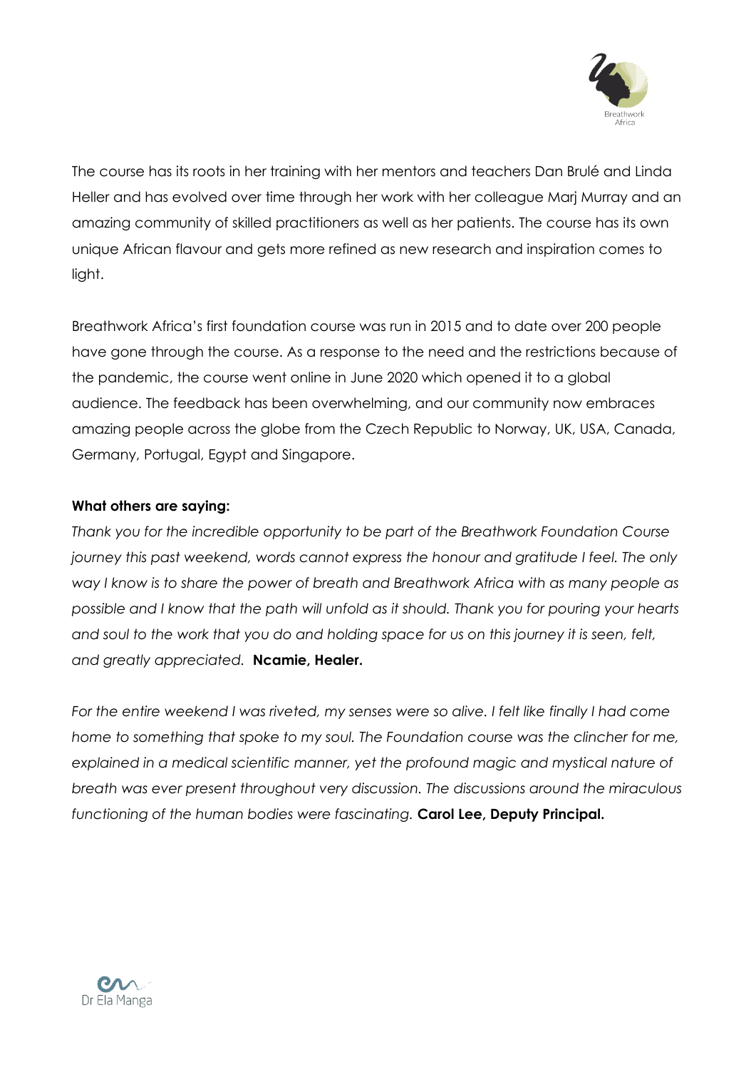The course has its roots in her training with her mentors and teachers Dan Brulé and Linda Heller and has evolved over time through her work with her colleague Marj Murray and an amazing community of skilled practitioners as well as her patients. The course has its own unique African flavour and gets more refined as new research and inspiration comes to light.

Breathwork Africa's first foundation course was run in 2015 and to date over 200 people have gone through the course. As a response to the need and the restrictions because of the pandemic, the course went online in June 2020 which opened it to a global audience. The feedback has been overwhelming, and our community now embraces amazing people across the globe from the Czech Republic to Norway, UK, USA, Canada, Germany, Portugal, Egypt and Singapore.

**What others are saying:**

*Thank you for the incredible opportunity to be part of the Breathwork Foundation Course journey this past weekend, words cannot express the honour and gratitude I feel. The only way I know is to share the power of breath and Breathwork Africa with as many people as possible and I know that the path will unfold as it should. Thank you for pouring your hearts and soul to the work that you do and holding space for us on this journey it is seen, felt, and greatly appreciated.* **Ncamie, Healer.**

*For the entire weekend I was riveted, my senses were so alive. I felt like finally I had come home to something that spoke to my soul. The Foundation course was the clincher for me, explained in a medical scientific manner, yet the profound magic and mystical nature of breath was ever present throughout very discussion. The discussions around the miraculous functioning of the human bodies were fascinating.* **Carol Lee, Deputy Principal.**